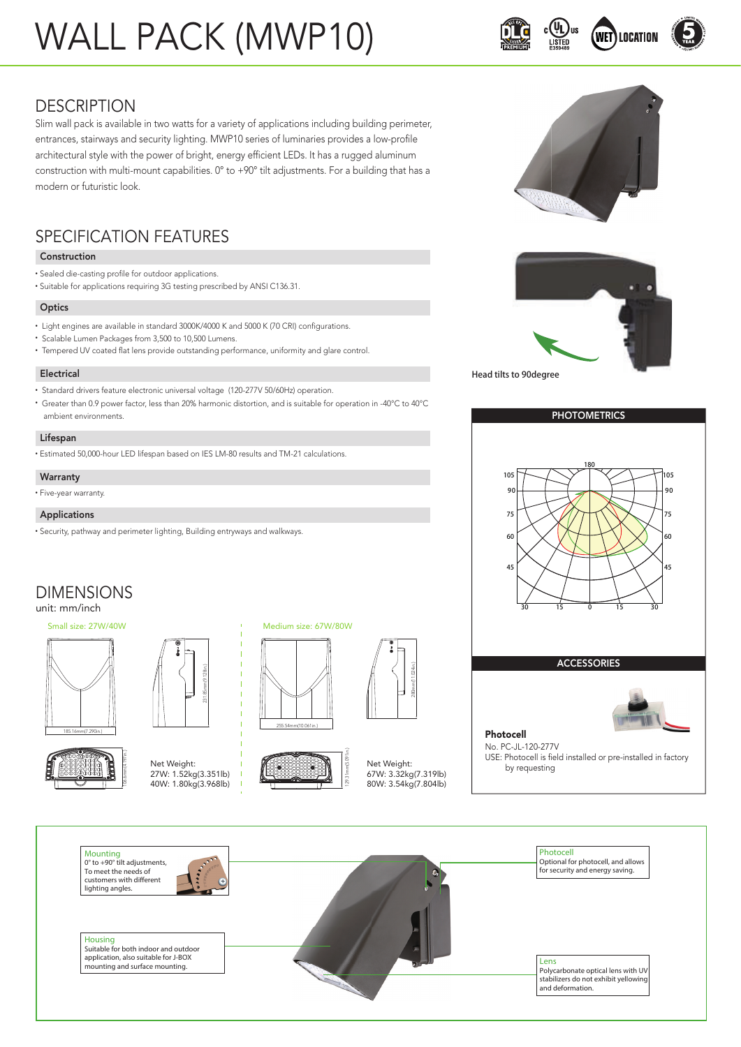# WALL PACK (MWP10)

## DESCRIPTION

Slim wall pack is available in two watts for a variety of applications including building perimeter, entrances, stairways and security lighting. MWP10 series of luminaries provides a low-profile architectural style with the power of bright, energy efficient LEDs. It has a rugged aluminum construction with multi-mount capabilities. 0° to +90° tilt adjustments. For a building that has a modern or futuristic look.

## SPECIFICATION FEATURES

### Construction

- Sealed die-casting profile for outdoor applications.
- Suitable for applications requiring 3G testing prescribed by ANSI C136.31.

### Optics

- Light engines are available in standard 3000K/4000 K and 5000 K (70 CRI) configurations.
- Scalable Lumen Packages from 3,500 to 10,500 Lumens.
- Tempered UV coated flat lens provide outstanding performance, uniformity and glare control.

### Electrical

- Standard drivers feature electronic universal voltage (120-277V 50/60Hz) operation.
- Greater than 0.9 power factor, less than 20% harmonic distortion, and is suitable for operation in -40°C to 40°C ambient environments.

### Lifespan

- Estimated 50,000-hour LED lifespan based on IES LM-80 results and TM-21 calculations.

### Warranty

- Five-year warranty.

### Applications

- Security, pathway and perimeter lighting, Building entryways and walkways.

Head tilts to 90degree

## PHOTOMETRICS

## DIMENSIONS

unit: mm/inch

Small size: 27W/40W

185.16mm(7.290in.)

231.85mm(9.128in.)

105.6mm(4.157in.)

Net Weight:
27W: 1.52kg(3.351lb)
40W: 1.80kg(3.968lb)

Medium size: 67W/80W

255.54mm(10.061in.)

280mm(11.024in.)

129.31mm(5.091in.)

Net Weight:
67W: 3.32kg(7.319lb)
80W: 3.54kg(7.804lb)

## ACCESSORIES

**Photocell**

No. PC-JL-120-277V

USE: Photocell is field installed or pre-installed in factory by requesting

**Mounting**
0° to +90° tilt adjustments, To meet the needs of customers with different lighting angles.

**Housing**
Suitable for both indoor and outdoor application, also suitable for J-BOX mounting and surface mounting.

**Photocell**
Optional for photocell, and allows for security and energy saving.

**Lens**
Polycarbonate optical lens with UV stabilizers do not exhibit yellowing and deformation.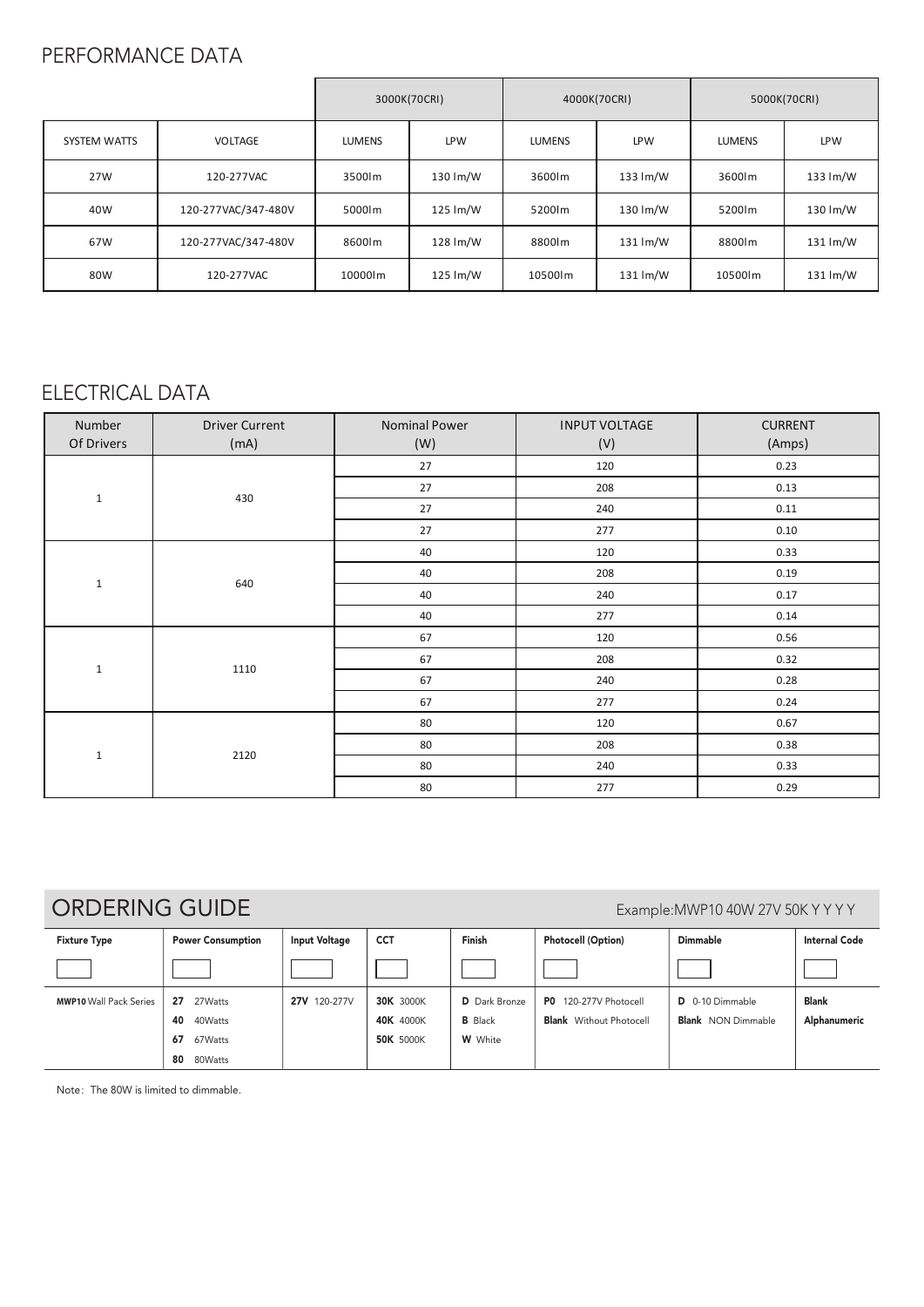## PERFORMANCE DATA

| | | 3000K(70CRI) | | 4000K(70CRI) | | 5000K(70CRI) | |
|---|---|---|---|---|---|---|---|
| SYSTEM WATTS | VOLTAGE | LUMENS | LPW | LUMENS | LPW | LUMENS | LPW |
| 27W | 120-277VAC | 3500lm | 130 lm/W | 3600lm | 133 lm/W | 3600lm | 133 lm/W |
| 40W | 120-277VAC/347-480V | 5000lm | 125 lm/W | 5200lm | 130 lm/W | 5200lm | 130 lm/W |
| 67W | 120-277VAC/347-480V | 8600lm | 128 lm/W | 8800lm | 131 lm/W | 8800lm | 131 lm/W |
| 80W | 120-277VAC | 10000lm | 125 lm/W | 10500lm | 131 lm/W | 10500lm | 131 lm/W |

## ELECTRICAL DATA

| Number Of Drivers | Driver Current (mA) | Nominal Power (W) | INPUT VOLTAGE (V) | CURRENT (Amps) |
|---|---|---|---|---|
| 1 | 430 | 27 | 120 | 0.23 |
| | | 27 | 208 | 0.13 |
| | | 27 | 240 | 0.11 |
| | | 27 | 277 | 0.10 |
| 1 | 640 | 40 | 120 | 0.33 |
| | | 40 | 208 | 0.19 |
| | | 40 | 240 | 0.17 |
| | | 40 | 277 | 0.14 |
| 1 | 1110 | 67 | 120 | 0.56 |
| | | 67 | 208 | 0.32 |
| | | 67 | 240 | 0.28 |
| | | 67 | 277 | 0.24 |
| 1 | 2120 | 80 | 120 | 0.67 |
| | | 80 | 208 | 0.38 |
| | | 80 | 240 | 0.33 |
| | | 80 | 277 | 0.29 |

## ORDERING GUIDE

Example:MWP10 40W 27V 50K Y Y Y Y

| Fixture Type | Power Consumption | Input Voltage | CCT | Finish | Photocell (Option) | Dimmable | Internal Code |
|---|---|---|---|---|---|---|---|
| **MWP10** Wall Pack Series | **27** 27Watts<br>**40** 40Watts<br>**67** 67Watts<br>**80** 80Watts | **27V** 120-277V | **30K** 3000K<br>**40K** 4000K<br>**50K** 5000K | **D** Dark Bronze<br>**B** Black<br>**W** White | **P0** 120-277V Photocell<br>**Blank** Without Photocell | **D** 0-10 Dimmable<br>**Blank** NON Dimmable | **Blank**<br>**Alphanumeric** |

Note：The 80W is limited to dimmable.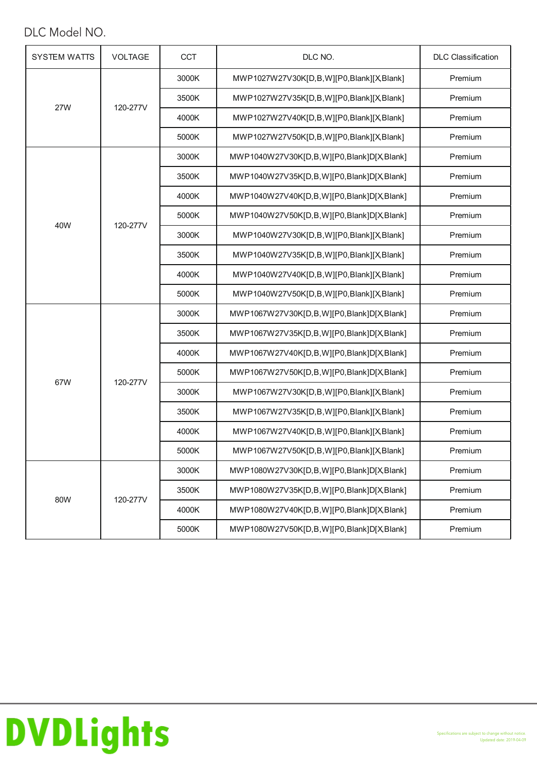DLC Model NO.

| SYSTEM WATTS | VOLTAGE | CCT | DLC NO. | DLC Classification |
|---|---|---|---|---|
| 27W | 120-277V | 3000K | MWP1027W27V30K[D,B,W][P0,Blank][X,Blank] | Premium |
| | | 3500K | MWP1027W27V35K[D,B,W][P0,Blank][X,Blank] | Premium |
| | | 4000K | MWP1027W27V40K[D,B,W][P0,Blank][X,Blank] | Premium |
| | | 5000K | MWP1027W27V50K[D,B,W][P0,Blank][X,Blank] | Premium |
| 40W | 120-277V | 3000K | MWP1040W27V30K[D,B,W][P0,Blank]D[X,Blank] | Premium |
| | | 3500K | MWP1040W27V35K[D,B,W][P0,Blank]D[X,Blank] | Premium |
| | | 4000K | MWP1040W27V40K[D,B,W][P0,Blank]D[X,Blank] | Premium |
| | | 5000K | MWP1040W27V50K[D,B,W][P0,Blank]D[X,Blank] | Premium |
| | | 3000K | MWP1040W27V30K[D,B,W][P0,Blank][X,Blank] | Premium |
| | | 3500K | MWP1040W27V35K[D,B,W][P0,Blank][X,Blank] | Premium |
| | | 4000K | MWP1040W27V40K[D,B,W][P0,Blank][X,Blank] | Premium |
| | | 5000K | MWP1040W27V50K[D,B,W][P0,Blank][X,Blank] | Premium |
| 67W | 120-277V | 3000K | MWP1067W27V30K[D,B,W][P0,Blank]D[X,Blank] | Premium |
| | | 3500K | MWP1067W27V35K[D,B,W][P0,Blank]D[X,Blank] | Premium |
| | | 4000K | MWP1067W27V40K[D,B,W][P0,Blank]D[X,Blank] | Premium |
| | | 5000K | MWP1067W27V50K[D,B,W][P0,Blank]D[X,Blank] | Premium |
| | | 3000K | MWP1067W27V30K[D,B,W][P0,Blank][X,Blank] | Premium |
| | | 3500K | MWP1067W27V35K[D,B,W][P0,Blank][X,Blank] | Premium |
| | | 4000K | MWP1067W27V40K[D,B,W][P0,Blank][X,Blank] | Premium |
| | | 5000K | MWP1067W27V50K[D,B,W][P0,Blank][X,Blank] | Premium |
| 80W | 120-277V | 3000K | MWP1080W27V30K[D,B,W][P0,Blank]D[X,Blank] | Premium |
| | | 3500K | MWP1080W27V35K[D,B,W][P0,Blank]D[X,Blank] | Premium |
| | | 4000K | MWP1080W27V40K[D,B,W][P0,Blank]D[X,Blank] | Premium |
| | | 5000K | MWP1080W27V50K[D,B,W][P0,Blank]D[X,Blank] | Premium |

DVDLights

Specifications are subject to change without notice.
Updated date: 2019-04-09